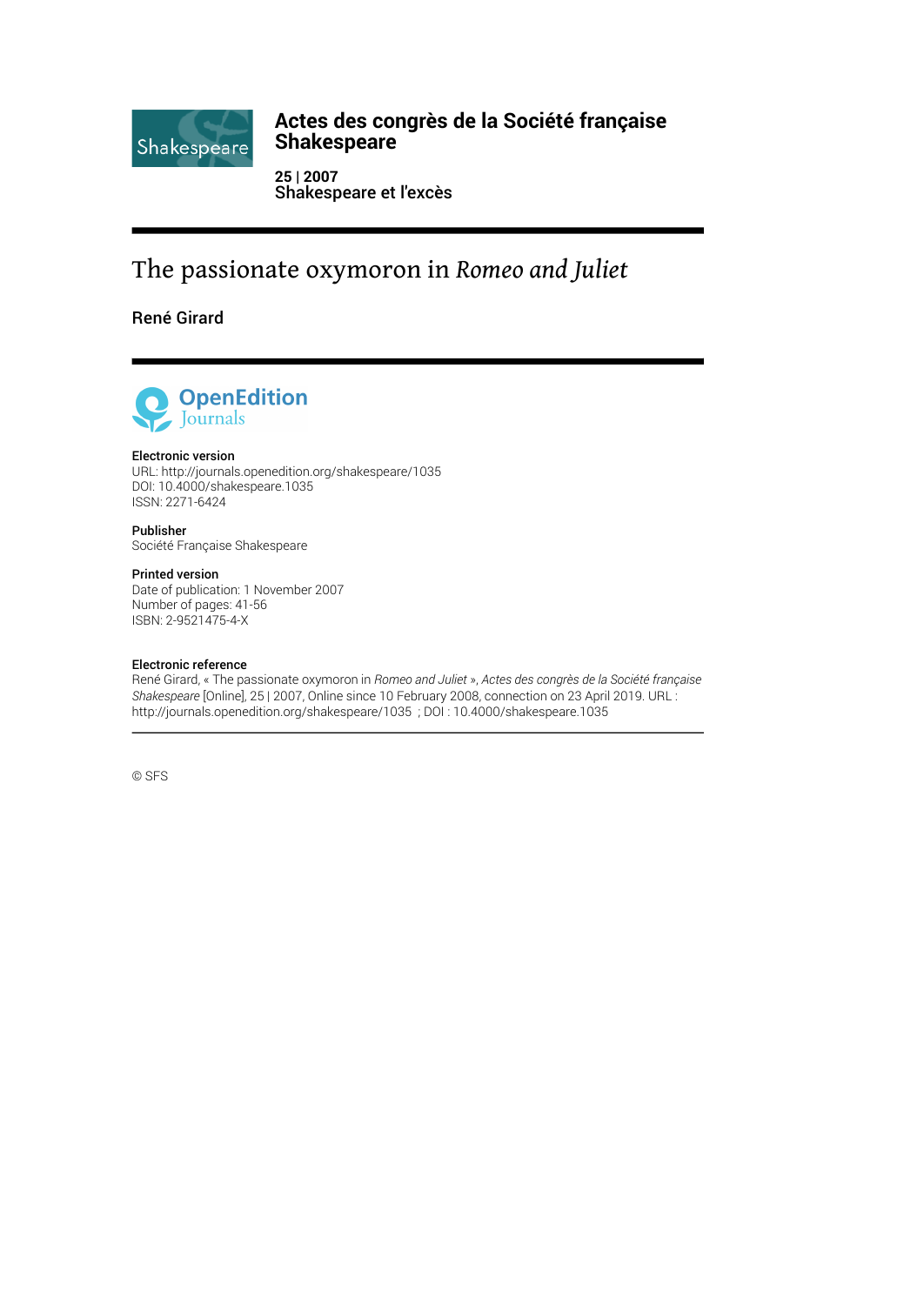# Actes des congrès de la Société française Shakespeare

**25 | 2007**
**Shakespeare et l'excès**

# The passionate oxymoron in *Romeo and Juliet*

René Girard

**Electronic version**
URL: http://journals.openedition.org/shakespeare/1035
DOI: 10.4000/shakespeare.1035
ISSN: 2271-6424

**Publisher**
Société Française Shakespeare

**Printed version**
Date of publication: 1 November 2007
Number of pages: 41-56
ISBN: 2-9521475-4-X

**Electronic reference**
René Girard, « The passionate oxymoron in *Romeo and Juliet* », *Actes des congrès de la Société française Shakespeare* [Online], 25 | 2007, Online since 10 February 2008, connection on 23 April 2019. URL : http://journals.openedition.org/shakespeare/1035 ; DOI : 10.4000/shakespeare.1035

© SFS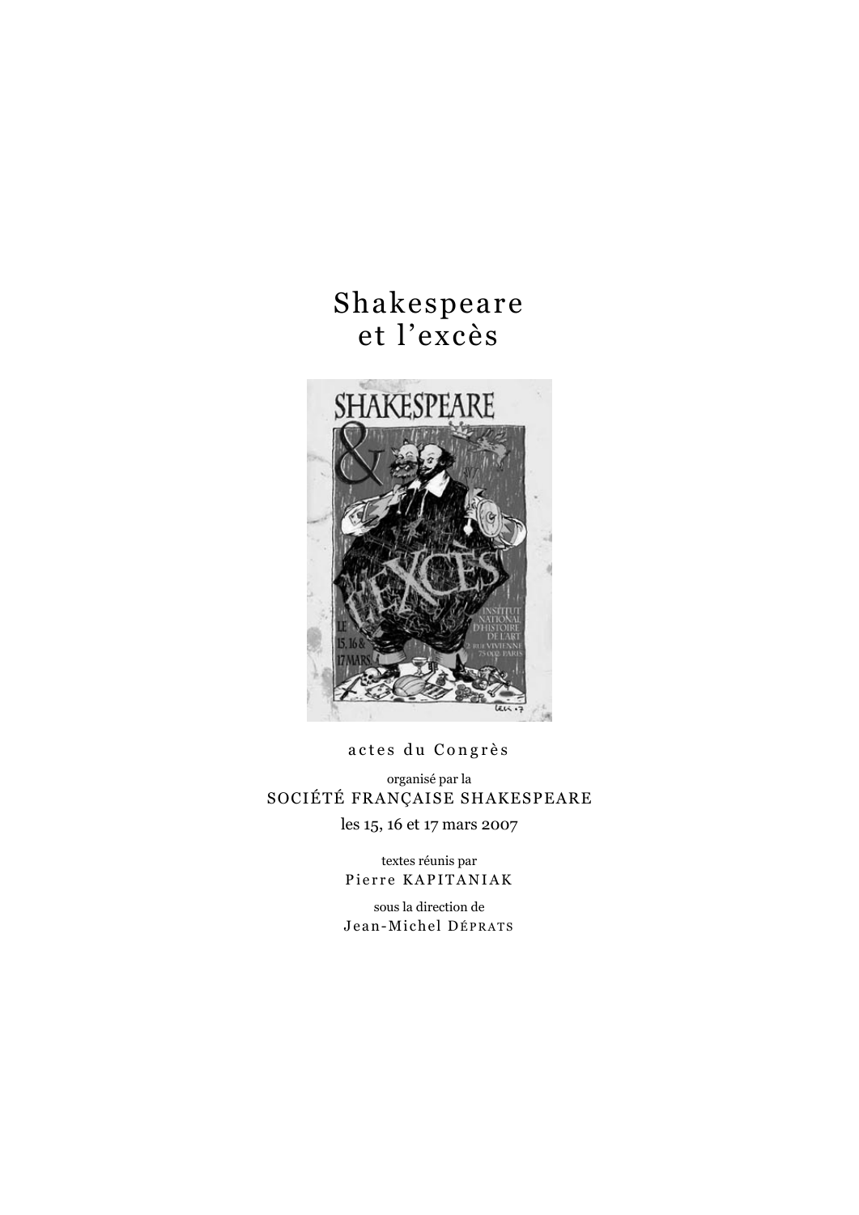# Shakespeare et l'excès

actes du Congrès

organisé par la

SOCIÉTÉ FRANÇAISE SHAKESPEARE

les 15, 16 et 17 mars 2007

textes réunis par

Pierre KAPITANIAK

sous la direction de

Jean-Michel DÉPRATS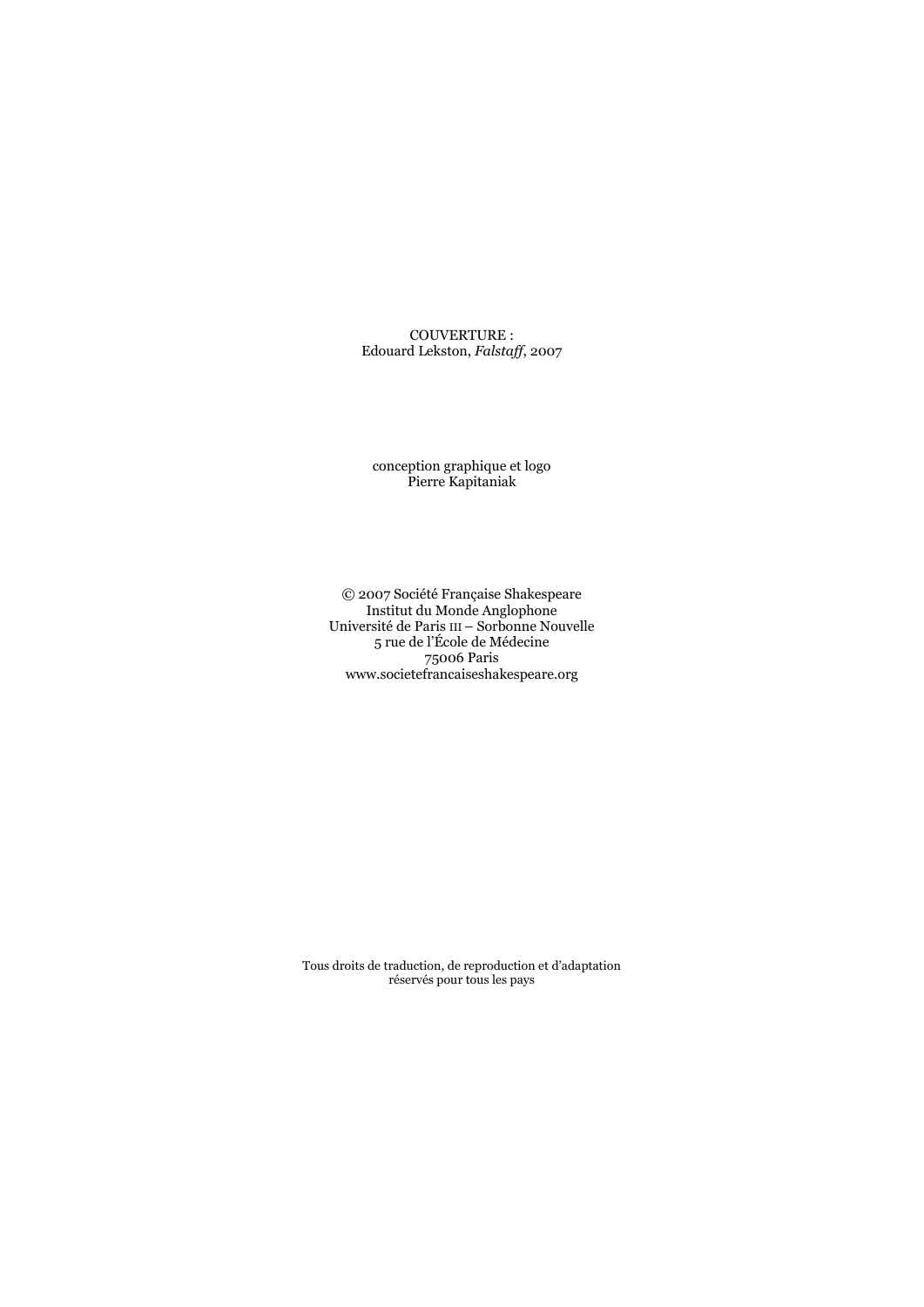COUVERTURE :
Edouard Lekston, *Falstaff*, 2007

conception graphique et logo
Pierre Kapitaniak

© 2007 Société Française Shakespeare
Institut du Monde Anglophone
Université de Paris III – Sorbonne Nouvelle
5 rue de l'École de Médecine
75006 Paris
www.societefrancaiseshakespeare.org

Tous droits de traduction, de reproduction et d'adaptation
réservés pour tous les pays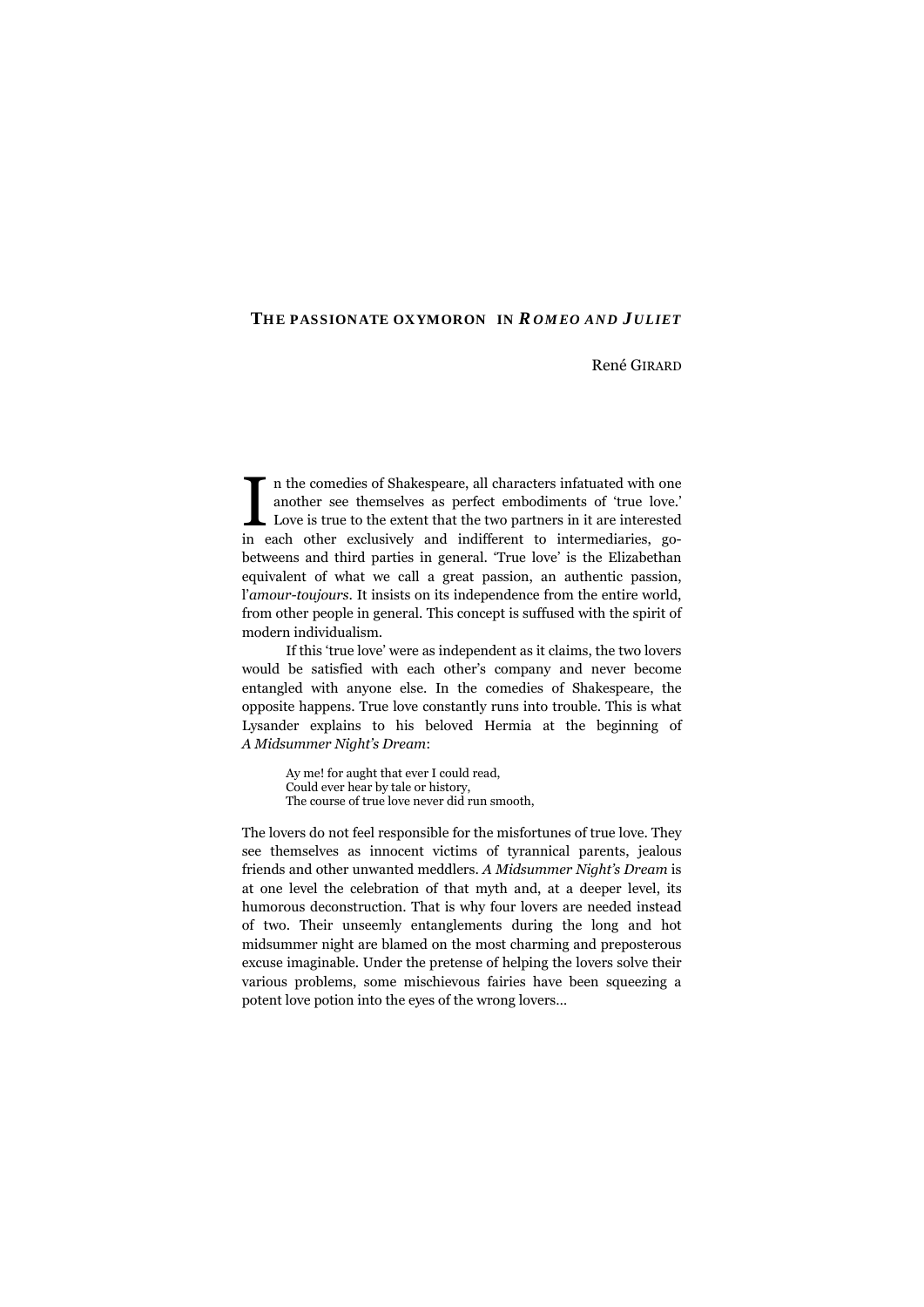# THE PASSIONATE OXYMORON IN *ROMEO AND JULIET*

René GIRARD

In the comedies of Shakespeare, all characters infatuated with one another see themselves as perfect embodiments of 'true love.' Love is true to the extent that the two partners in it are interested in each other exclusively and indifferent to intermediaries, go-betweens and third parties in general. 'True love' is the Elizabethan equivalent of what we call a great passion, an authentic passion, l'*amour-toujours*. It insists on its independence from the entire world, from other people in general. This concept is suffused with the spirit of modern individualism.

If this 'true love' were as independent as it claims, the two lovers would be satisfied with each other's company and never become entangled with anyone else. In the comedies of Shakespeare, the opposite happens. True love constantly runs into trouble. This is what Lysander explains to his beloved Hermia at the beginning of *A Midsummer Night's Dream*:

> Ay me! for aught that ever I could read,
> Could ever hear by tale or history,
> The course of true love never did run smooth,

The lovers do not feel responsible for the misfortunes of true love. They see themselves as innocent victims of tyrannical parents, jealous friends and other unwanted meddlers. *A Midsummer Night's Dream* is at one level the celebration of that myth and, at a deeper level, its humorous deconstruction. That is why four lovers are needed instead of two. Their unseemly entanglements during the long and hot midsummer night are blamed on the most charming and preposterous excuse imaginable. Under the pretense of helping the lovers solve their various problems, some mischievous fairies have been squeezing a potent love potion into the eyes of the wrong lovers…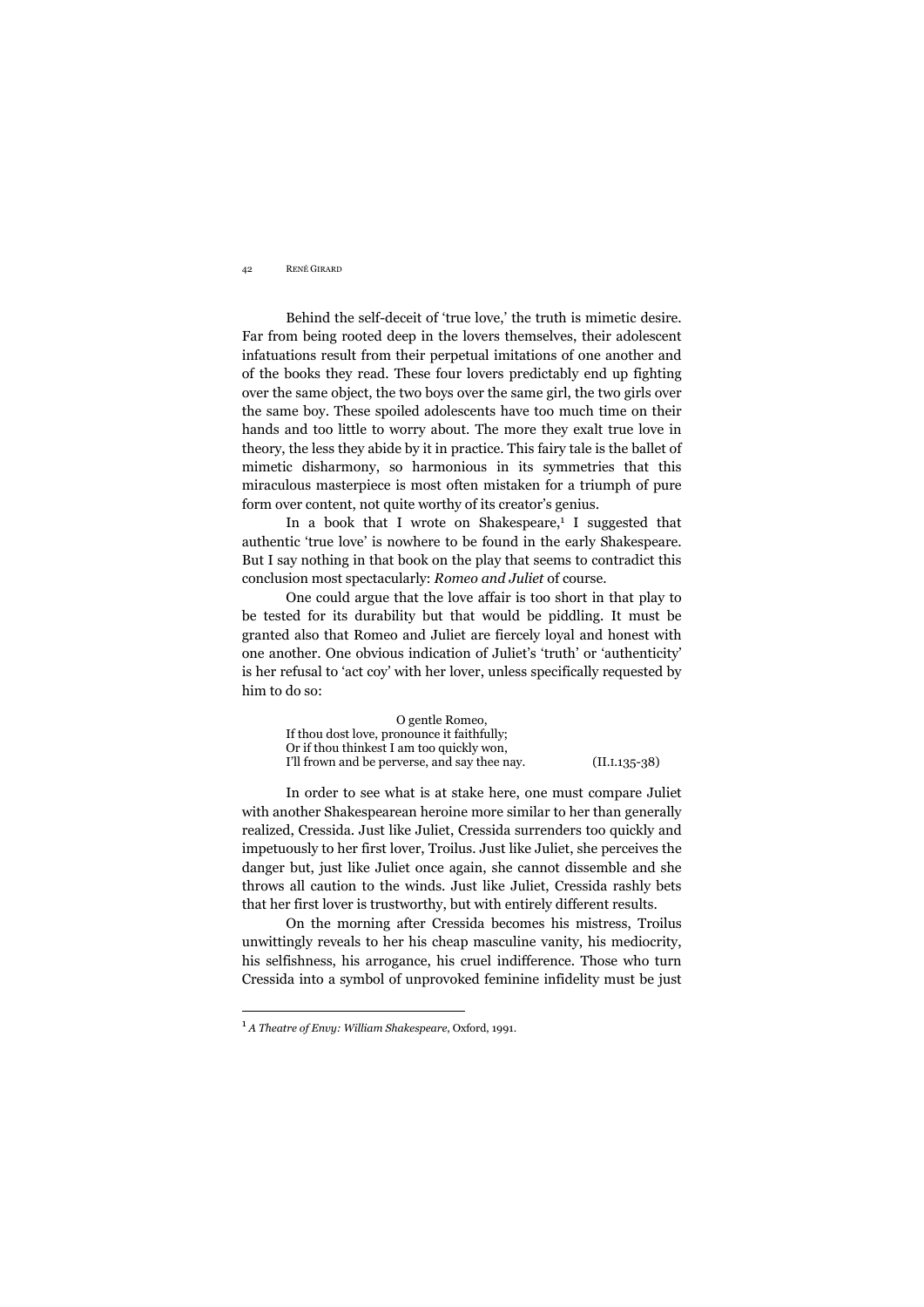Behind the self-deceit of 'true love,' the truth is mimetic desire. Far from being rooted deep in the lovers themselves, their adolescent infatuations result from their perpetual imitations of one another and of the books they read. These four lovers predictably end up fighting over the same object, the two boys over the same girl, the two girls over the same boy. These spoiled adolescents have too much time on their hands and too little to worry about. The more they exalt true love in theory, the less they abide by it in practice. This fairy tale is the ballet of mimetic disharmony, so harmonious in its symmetries that this miraculous masterpiece is most often mistaken for a triumph of pure form over content, not quite worthy of its creator's genius.

In a book that I wrote on Shakespeare,[1] I suggested that authentic 'true love' is nowhere to be found in the early Shakespeare. But I say nothing in that book on the play that seems to contradict this conclusion most spectacularly: *Romeo and Juliet* of course.

One could argue that the love affair is too short in that play to be tested for its durability but that would be piddling. It must be granted also that Romeo and Juliet are fiercely loyal and honest with one another. One obvious indication of Juliet's 'truth' or 'authenticity' is her refusal to 'act coy' with her lover, unless specifically requested by him to do so:

> O gentle Romeo,
> If thou dost love, pronounce it faithfully;
> Or if thou thinkest I am too quickly won,
> I'll frown and be perverse, and say thee nay. (II.I.135-38)

In order to see what is at stake here, one must compare Juliet with another Shakespearean heroine more similar to her than generally realized, Cressida. Just like Juliet, Cressida surrenders too quickly and impetuously to her first lover, Troilus. Just like Juliet, she perceives the danger but, just like Juliet once again, she cannot dissemble and she throws all caution to the winds. Just like Juliet, Cressida rashly bets that her first lover is trustworthy, but with entirely different results.

On the morning after Cressida becomes his mistress, Troilus unwittingly reveals to her his cheap masculine vanity, his mediocrity, his selfishness, his arrogance, his cruel indifference. Those who turn Cressida into a symbol of unprovoked feminine infidelity must be just

---

[1] *A Theatre of Envy: William Shakespeare*, Oxford, 1991.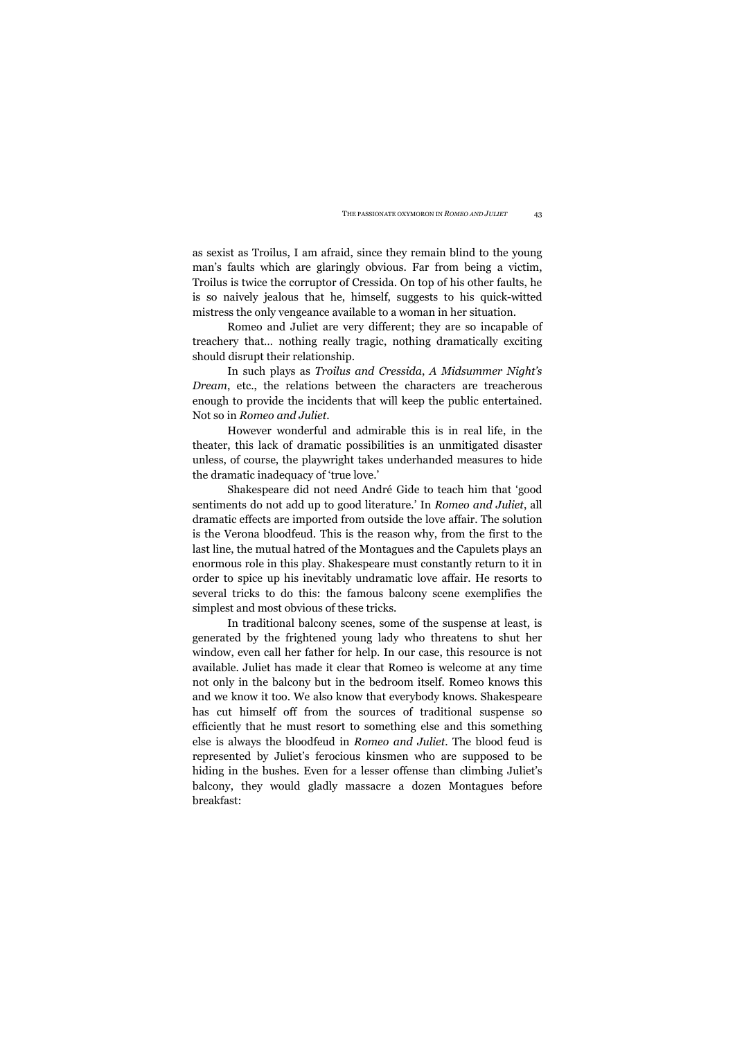as sexist as Troilus, I am afraid, since they remain blind to the young man's faults which are glaringly obvious. Far from being a victim, Troilus is twice the corruptor of Cressida. On top of his other faults, he is so naively jealous that he, himself, suggests to his quick-witted mistress the only vengeance available to a woman in her situation.

Romeo and Juliet are very different; they are so incapable of treachery that… nothing really tragic, nothing dramatically exciting should disrupt their relationship.

In such plays as *Troilus and Cressida*, *A Midsummer Night's Dream*, etc., the relations between the characters are treacherous enough to provide the incidents that will keep the public entertained. Not so in *Romeo and Juliet*.

However wonderful and admirable this is in real life, in the theater, this lack of dramatic possibilities is an unmitigated disaster unless, of course, the playwright takes underhanded measures to hide the dramatic inadequacy of 'true love.'

Shakespeare did not need André Gide to teach him that 'good sentiments do not add up to good literature.' In *Romeo and Juliet*, all dramatic effects are imported from outside the love affair. The solution is the Verona bloodfeud. This is the reason why, from the first to the last line, the mutual hatred of the Montagues and the Capulets plays an enormous role in this play. Shakespeare must constantly return to it in order to spice up his inevitably undramatic love affair. He resorts to several tricks to do this: the famous balcony scene exemplifies the simplest and most obvious of these tricks.

In traditional balcony scenes, some of the suspense at least, is generated by the frightened young lady who threatens to shut her window, even call her father for help. In our case, this resource is not available. Juliet has made it clear that Romeo is welcome at any time not only in the balcony but in the bedroom itself. Romeo knows this and we know it too. We also know that everybody knows. Shakespeare has cut himself off from the sources of traditional suspense so efficiently that he must resort to something else and this something else is always the bloodfeud in *Romeo and Juliet*. The blood feud is represented by Juliet's ferocious kinsmen who are supposed to be hiding in the bushes. Even for a lesser offense than climbing Juliet's balcony, they would gladly massacre a dozen Montagues before breakfast: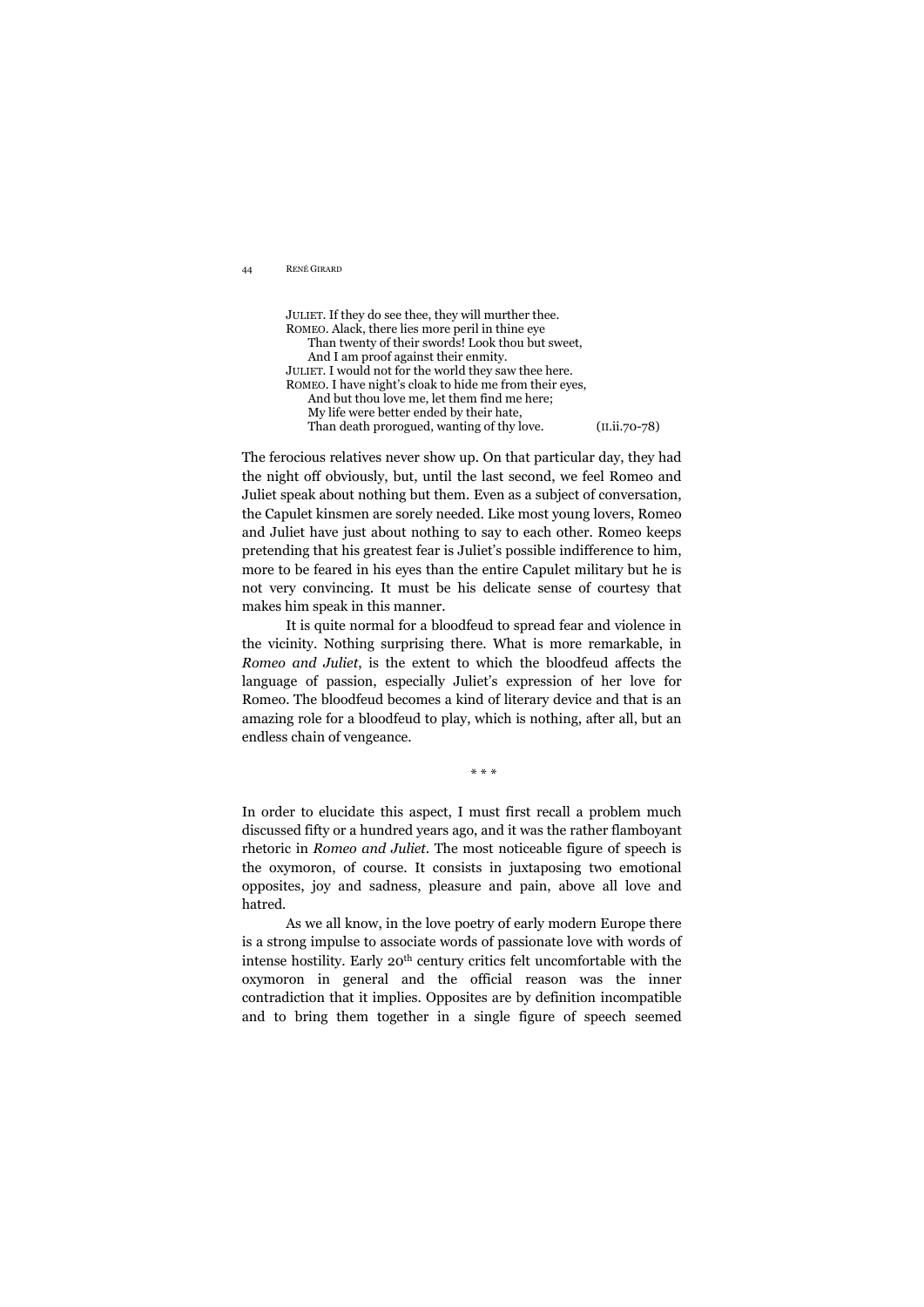JULIET. If they do see thee, they will murther thee.  
ROMEO. Alack, there lies more peril in thine eye  
    Than twenty of their swords! Look thou but sweet,  
    And I am proof against their enmity.  
JULIET. I would not for the world they saw thee here.  
ROMEO. I have night's cloak to hide me from their eyes,  
    And but thou love me, let them find me here;  
    My life were better ended by their hate,  
    Than death prorogued, wanting of thy love.    (II.ii.70-78)

The ferocious relatives never show up. On that particular day, they had the night off obviously, but, until the last second, we feel Romeo and Juliet speak about nothing but them. Even as a subject of conversation, the Capulet kinsmen are sorely needed. Like most young lovers, Romeo and Juliet have just about nothing to say to each other. Romeo keeps pretending that his greatest fear is Juliet's possible indifference to him, more to be feared in his eyes than the entire Capulet military but he is not very convincing. It must be his delicate sense of courtesy that makes him speak in this manner.

It is quite normal for a bloodfeud to spread fear and violence in the vicinity. Nothing surprising there. What is more remarkable, in *Romeo and Juliet*, is the extent to which the bloodfeud affects the language of passion, especially Juliet's expression of her love for Romeo. The bloodfeud becomes a kind of literary device and that is an amazing role for a bloodfeud to play, which is nothing, after all, but an endless chain of vengeance.

\* \* \*

In order to elucidate this aspect, I must first recall a problem much discussed fifty or a hundred years ago, and it was the rather flamboyant rhetoric in *Romeo and Juliet*. The most noticeable figure of speech is the oxymoron, of course. It consists in juxtaposing two emotional opposites, joy and sadness, pleasure and pain, above all love and hatred.

As we all know, in the love poetry of early modern Europe there is a strong impulse to associate words of passionate love with words of intense hostility. Early 20th century critics felt uncomfortable with the oxymoron in general and the official reason was the inner contradiction that it implies. Opposites are by definition incompatible and to bring them together in a single figure of speech seemed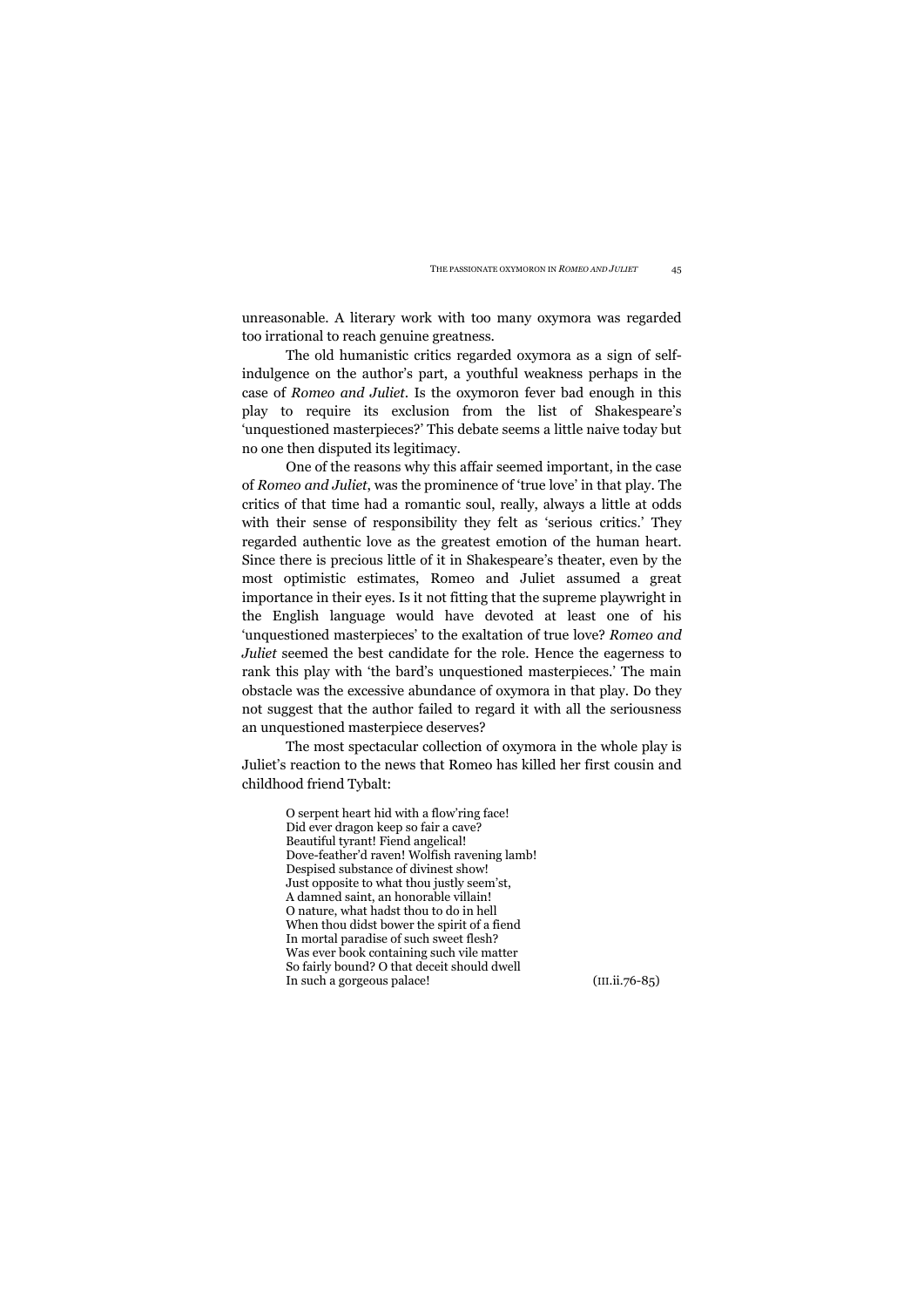unreasonable. A literary work with too many oxymora was regarded too irrational to reach genuine greatness.

The old humanistic critics regarded oxymora as a sign of self-indulgence on the author's part, a youthful weakness perhaps in the case of *Romeo and Juliet*. Is the oxymoron fever bad enough in this play to require its exclusion from the list of Shakespeare's 'unquestioned masterpieces?' This debate seems a little naive today but no one then disputed its legitimacy.

One of the reasons why this affair seemed important, in the case of *Romeo and Juliet*, was the prominence of 'true love' in that play. The critics of that time had a romantic soul, really, always a little at odds with their sense of responsibility they felt as 'serious critics.' They regarded authentic love as the greatest emotion of the human heart. Since there is precious little of it in Shakespeare's theater, even by the most optimistic estimates, Romeo and Juliet assumed a great importance in their eyes. Is it not fitting that the supreme playwright in the English language would have devoted at least one of his 'unquestioned masterpieces' to the exaltation of true love? *Romeo and Juliet* seemed the best candidate for the role. Hence the eagerness to rank this play with 'the bard's unquestioned masterpieces.' The main obstacle was the excessive abundance of oxymora in that play. Do they not suggest that the author failed to regard it with all the seriousness an unquestioned masterpiece deserves?

The most spectacular collection of oxymora in the whole play is Juliet's reaction to the news that Romeo has killed her first cousin and childhood friend Tybalt:

> O serpent heart hid with a flow'ring face!
> Did ever dragon keep so fair a cave?
> Beautiful tyrant! Fiend angelical!
> Dove-feather'd raven! Wolfish ravening lamb!
> Despised substance of divinest show!
> Just opposite to what thou justly seem'st,
> A damned saint, an honorable villain!
> O nature, what hadst thou to do in hell
> When thou didst bower the spirit of a fiend
> In mortal paradise of such sweet flesh?
> Was ever book containing such vile matter
> So fairly bound? O that deceit should dwell
> In such a gorgeous palace! (III.ii.76-85)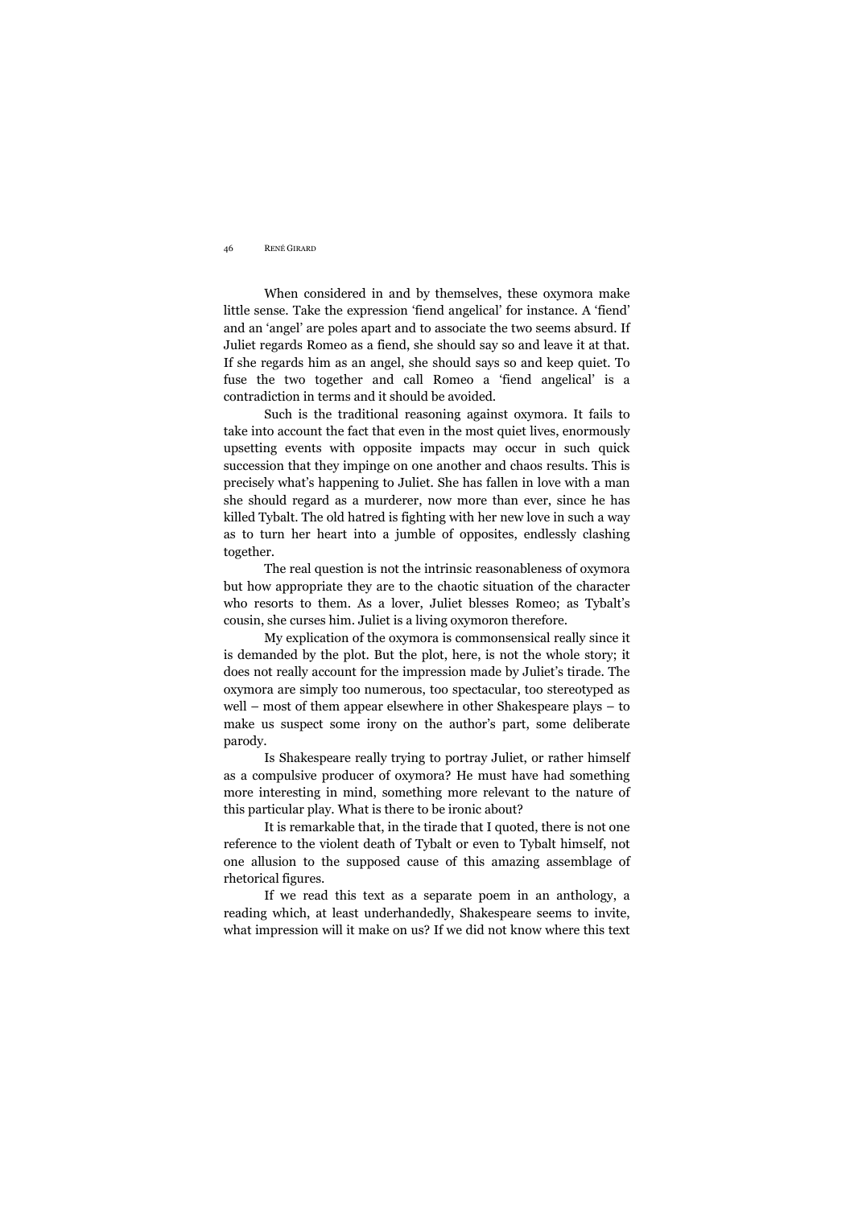When considered in and by themselves, these oxymora make little sense. Take the expression 'fiend angelical' for instance. A 'fiend' and an 'angel' are poles apart and to associate the two seems absurd. If Juliet regards Romeo as a fiend, she should say so and leave it at that. If she regards him as an angel, she should says so and keep quiet. To fuse the two together and call Romeo a 'fiend angelical' is a contradiction in terms and it should be avoided.

Such is the traditional reasoning against oxymora. It fails to take into account the fact that even in the most quiet lives, enormously upsetting events with opposite impacts may occur in such quick succession that they impinge on one another and chaos results. This is precisely what's happening to Juliet. She has fallen in love with a man she should regard as a murderer, now more than ever, since he has killed Tybalt. The old hatred is fighting with her new love in such a way as to turn her heart into a jumble of opposites, endlessly clashing together.

The real question is not the intrinsic reasonableness of oxymora but how appropriate they are to the chaotic situation of the character who resorts to them. As a lover, Juliet blesses Romeo; as Tybalt's cousin, she curses him. Juliet is a living oxymoron therefore.

My explication of the oxymora is commonsensical really since it is demanded by the plot. But the plot, here, is not the whole story; it does not really account for the impression made by Juliet's tirade. The oxymora are simply too numerous, too spectacular, too stereotyped as well – most of them appear elsewhere in other Shakespeare plays – to make us suspect some irony on the author's part, some deliberate parody.

Is Shakespeare really trying to portray Juliet, or rather himself as a compulsive producer of oxymora? He must have had something more interesting in mind, something more relevant to the nature of this particular play. What is there to be ironic about?

It is remarkable that, in the tirade that I quoted, there is not one reference to the violent death of Tybalt or even to Tybalt himself, not one allusion to the supposed cause of this amazing assemblage of rhetorical figures.

If we read this text as a separate poem in an anthology, a reading which, at least underhandedly, Shakespeare seems to invite, what impression will it make on us? If we did not know where this text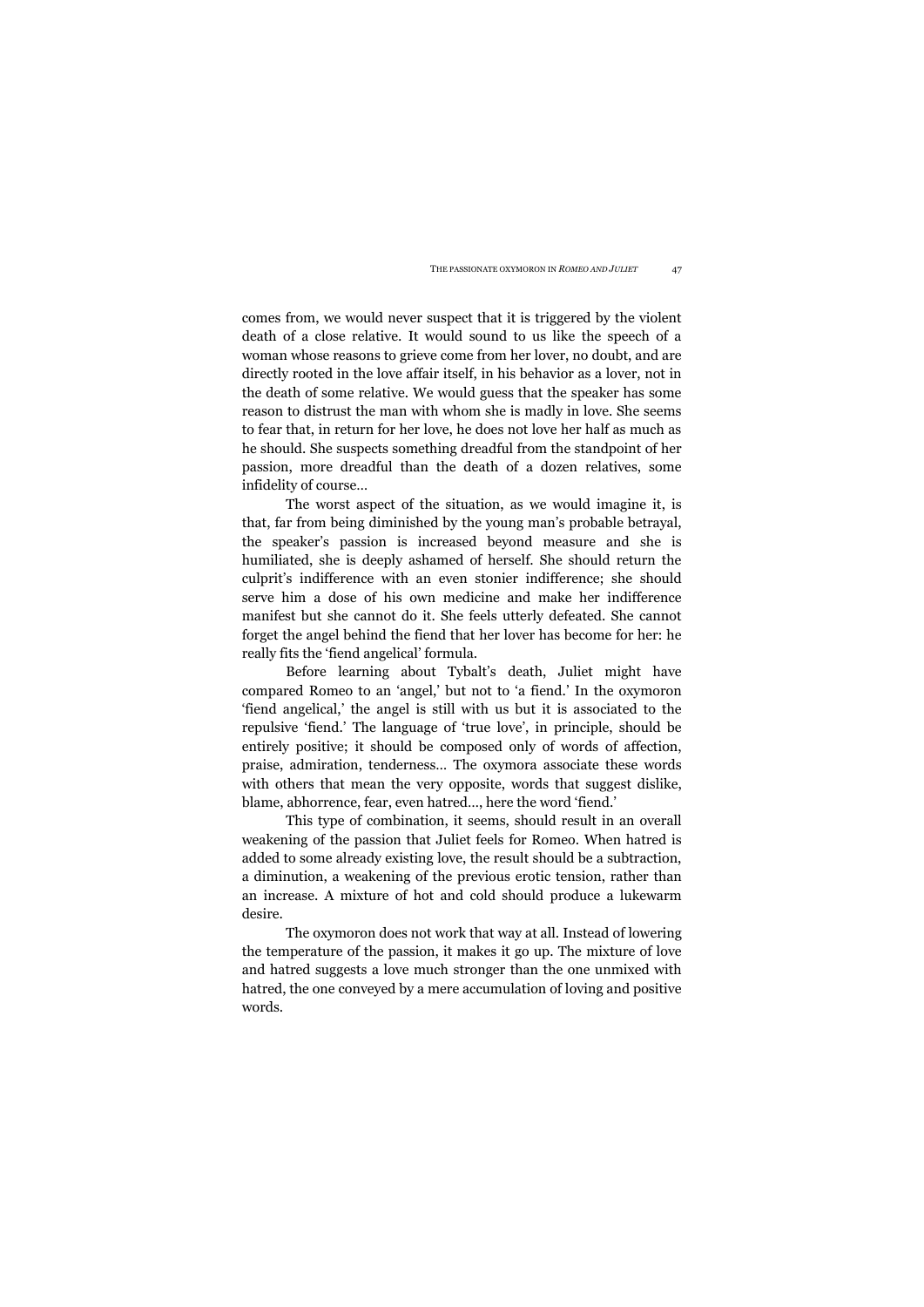comes from, we would never suspect that it is triggered by the violent death of a close relative. It would sound to us like the speech of a woman whose reasons to grieve come from her lover, no doubt, and are directly rooted in the love affair itself, in his behavior as a lover, not in the death of some relative. We would guess that the speaker has some reason to distrust the man with whom she is madly in love. She seems to fear that, in return for her love, he does not love her half as much as he should. She suspects something dreadful from the standpoint of her passion, more dreadful than the death of a dozen relatives, some infidelity of course…

The worst aspect of the situation, as we would imagine it, is that, far from being diminished by the young man's probable betrayal, the speaker's passion is increased beyond measure and she is humiliated, she is deeply ashamed of herself. She should return the culprit's indifference with an even stonier indifference; she should serve him a dose of his own medicine and make her indifference manifest but she cannot do it. She feels utterly defeated. She cannot forget the angel behind the fiend that her lover has become for her: he really fits the 'fiend angelical' formula.

Before learning about Tybalt's death, Juliet might have compared Romeo to an 'angel,' but not to 'a fiend.' In the oxymoron 'fiend angelical,' the angel is still with us but it is associated to the repulsive 'fiend.' The language of 'true love', in principle, should be entirely positive; it should be composed only of words of affection, praise, admiration, tenderness… The oxymora associate these words with others that mean the very opposite, words that suggest dislike, blame, abhorrence, fear, even hatred…, here the word 'fiend.'

This type of combination, it seems, should result in an overall weakening of the passion that Juliet feels for Romeo. When hatred is added to some already existing love, the result should be a subtraction, a diminution, a weakening of the previous erotic tension, rather than an increase. A mixture of hot and cold should produce a lukewarm desire.

The oxymoron does not work that way at all. Instead of lowering the temperature of the passion, it makes it go up. The mixture of love and hatred suggests a love much stronger than the one unmixed with hatred, the one conveyed by a mere accumulation of loving and positive words.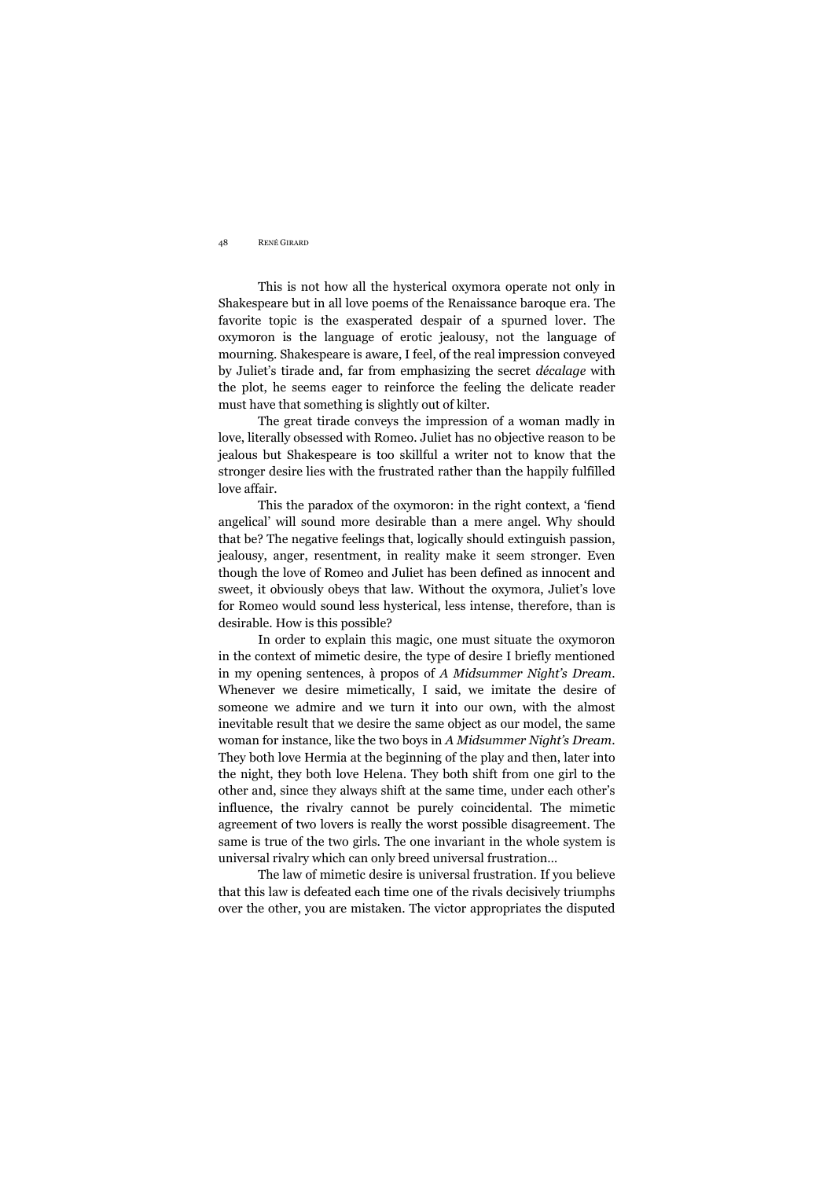This is not how all the hysterical oxymora operate not only in Shakespeare but in all love poems of the Renaissance baroque era. The favorite topic is the exasperated despair of a spurned lover. The oxymoron is the language of erotic jealousy, not the language of mourning. Shakespeare is aware, I feel, of the real impression conveyed by Juliet's tirade and, far from emphasizing the secret *décalage* with the plot, he seems eager to reinforce the feeling the delicate reader must have that something is slightly out of kilter.

The great tirade conveys the impression of a woman madly in love, literally obsessed with Romeo. Juliet has no objective reason to be jealous but Shakespeare is too skillful a writer not to know that the stronger desire lies with the frustrated rather than the happily fulfilled love affair.

This the paradox of the oxymoron: in the right context, a 'fiend angelical' will sound more desirable than a mere angel. Why should that be? The negative feelings that, logically should extinguish passion, jealousy, anger, resentment, in reality make it seem stronger. Even though the love of Romeo and Juliet has been defined as innocent and sweet, it obviously obeys that law. Without the oxymora, Juliet's love for Romeo would sound less hysterical, less intense, therefore, than is desirable. How is this possible?

In order to explain this magic, one must situate the oxymoron in the context of mimetic desire, the type of desire I briefly mentioned in my opening sentences, à propos of *A Midsummer Night's Dream*. Whenever we desire mimetically, I said, we imitate the desire of someone we admire and we turn it into our own, with the almost inevitable result that we desire the same object as our model, the same woman for instance, like the two boys in *A Midsummer Night's Dream*. They both love Hermia at the beginning of the play and then, later into the night, they both love Helena. They both shift from one girl to the other and, since they always shift at the same time, under each other's influence, the rivalry cannot be purely coincidental. The mimetic agreement of two lovers is really the worst possible disagreement. The same is true of the two girls. The one invariant in the whole system is universal rivalry which can only breed universal frustration…

The law of mimetic desire is universal frustration. If you believe that this law is defeated each time one of the rivals decisively triumphs over the other, you are mistaken. The victor appropriates the disputed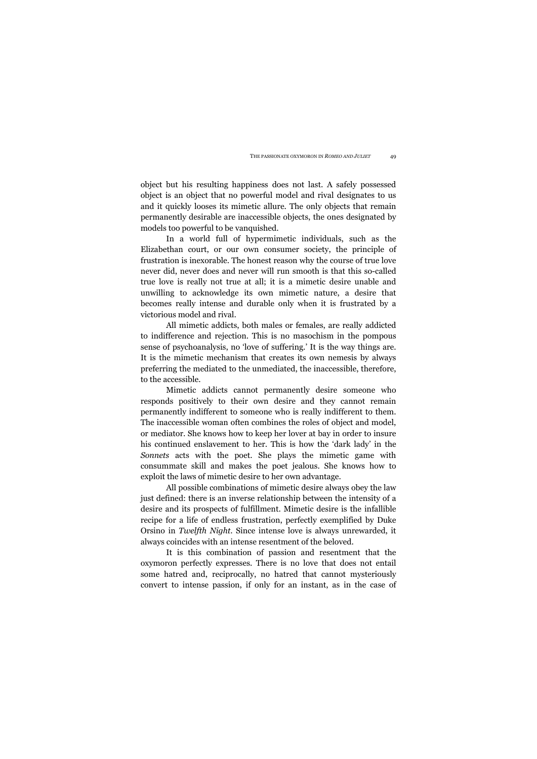object but his resulting happiness does not last. A safely possessed object is an object that no powerful model and rival designates to us and it quickly looses its mimetic allure. The only objects that remain permanently desirable are inaccessible objects, the ones designated by models too powerful to be vanquished.

In a world full of hypermimetic individuals, such as the Elizabethan court, or our own consumer society, the principle of frustration is inexorable. The honest reason why the course of true love never did, never does and never will run smooth is that this so-called true love is really not true at all; it is a mimetic desire unable and unwilling to acknowledge its own mimetic nature, a desire that becomes really intense and durable only when it is frustrated by a victorious model and rival.

All mimetic addicts, both males or females, are really addicted to indifference and rejection. This is no masochism in the pompous sense of psychoanalysis, no 'love of suffering.' It is the way things are. It is the mimetic mechanism that creates its own nemesis by always preferring the mediated to the unmediated, the inaccessible, therefore, to the accessible.

Mimetic addicts cannot permanently desire someone who responds positively to their own desire and they cannot remain permanently indifferent to someone who is really indifferent to them. The inaccessible woman often combines the roles of object and model, or mediator. She knows how to keep her lover at bay in order to insure his continued enslavement to her. This is how the 'dark lady' in the *Sonnets* acts with the poet. She plays the mimetic game with consummate skill and makes the poet jealous. She knows how to exploit the laws of mimetic desire to her own advantage.

All possible combinations of mimetic desire always obey the law just defined: there is an inverse relationship between the intensity of a desire and its prospects of fulfillment. Mimetic desire is the infallible recipe for a life of endless frustration, perfectly exemplified by Duke Orsino in *Twelfth Night*. Since intense love is always unrewarded, it always coincides with an intense resentment of the beloved.

It is this combination of passion and resentment that the oxymoron perfectly expresses. There is no love that does not entail some hatred and, reciprocally, no hatred that cannot mysteriously convert to intense passion, if only for an instant, as in the case of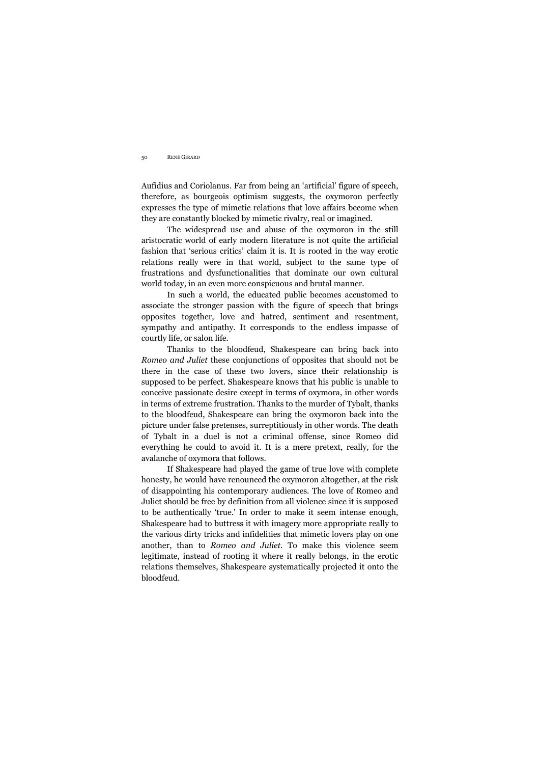Aufidius and Coriolanus. Far from being an 'artificial' figure of speech, therefore, as bourgeois optimism suggests, the oxymoron perfectly expresses the type of mimetic relations that love affairs become when they are constantly blocked by mimetic rivalry, real or imagined.

The widespread use and abuse of the oxymoron in the still aristocratic world of early modern literature is not quite the artificial fashion that 'serious critics' claim it is. It is rooted in the way erotic relations really were in that world, subject to the same type of frustrations and dysfunctionalities that dominate our own cultural world today, in an even more conspicuous and brutal manner.

In such a world, the educated public becomes accustomed to associate the stronger passion with the figure of speech that brings opposites together, love and hatred, sentiment and resentment, sympathy and antipathy. It corresponds to the endless impasse of courtly life, or salon life.

Thanks to the bloodfeud, Shakespeare can bring back into *Romeo and Juliet* these conjunctions of opposites that should not be there in the case of these two lovers, since their relationship is supposed to be perfect. Shakespeare knows that his public is unable to conceive passionate desire except in terms of oxymora, in other words in terms of extreme frustration. Thanks to the murder of Tybalt, thanks to the bloodfeud, Shakespeare can bring the oxymoron back into the picture under false pretenses, surreptitiously in other words. The death of Tybalt in a duel is not a criminal offense, since Romeo did everything he could to avoid it. It is a mere pretext, really, for the avalanche of oxymora that follows.

If Shakespeare had played the game of true love with complete honesty, he would have renounced the oxymoron altogether, at the risk of disappointing his contemporary audiences. The love of Romeo and Juliet should be free by definition from all violence since it is supposed to be authentically 'true.' In order to make it seem intense enough, Shakespeare had to buttress it with imagery more appropriate really to the various dirty tricks and infidelities that mimetic lovers play on one another, than to *Romeo and Juliet*. To make this violence seem legitimate, instead of rooting it where it really belongs, in the erotic relations themselves, Shakespeare systematically projected it onto the bloodfeud.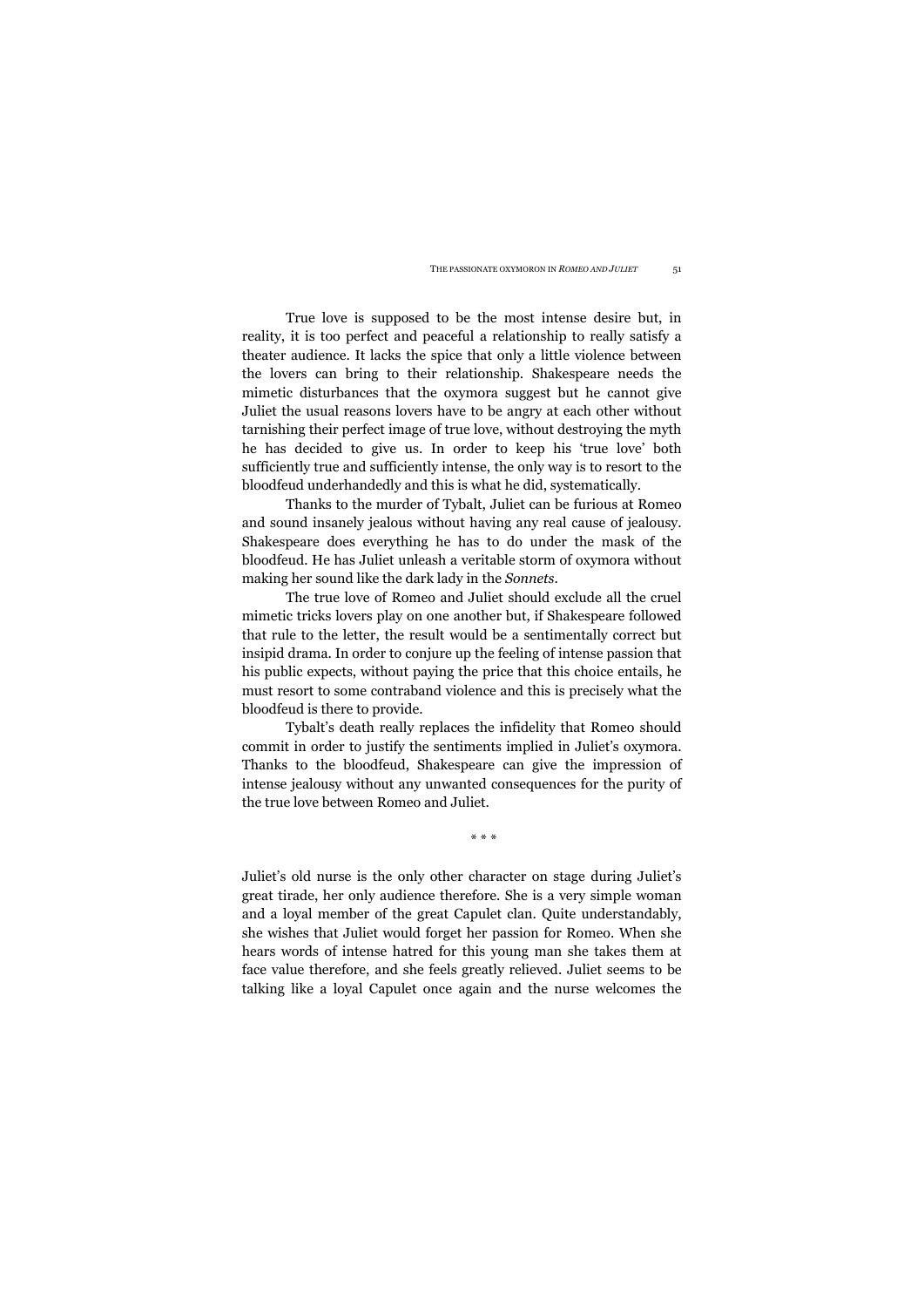True love is supposed to be the most intense desire but, in reality, it is too perfect and peaceful a relationship to really satisfy a theater audience. It lacks the spice that only a little violence between the lovers can bring to their relationship. Shakespeare needs the mimetic disturbances that the oxymora suggest but he cannot give Juliet the usual reasons lovers have to be angry at each other without tarnishing their perfect image of true love, without destroying the myth he has decided to give us. In order to keep his 'true love' both sufficiently true and sufficiently intense, the only way is to resort to the bloodfeud underhandedly and this is what he did, systematically.

Thanks to the murder of Tybalt, Juliet can be furious at Romeo and sound insanely jealous without having any real cause of jealousy. Shakespeare does everything he has to do under the mask of the bloodfeud. He has Juliet unleash a veritable storm of oxymora without making her sound like the dark lady in the *Sonnets*.

The true love of Romeo and Juliet should exclude all the cruel mimetic tricks lovers play on one another but, if Shakespeare followed that rule to the letter, the result would be a sentimentally correct but insipid drama. In order to conjure up the feeling of intense passion that his public expects, without paying the price that this choice entails, he must resort to some contraband violence and this is precisely what the bloodfeud is there to provide.

Tybalt's death really replaces the infidelity that Romeo should commit in order to justify the sentiments implied in Juliet's oxymora. Thanks to the bloodfeud, Shakespeare can give the impression of intense jealousy without any unwanted consequences for the purity of the true love between Romeo and Juliet.

\* \* \*

Juliet's old nurse is the only other character on stage during Juliet's great tirade, her only audience therefore. She is a very simple woman and a loyal member of the great Capulet clan. Quite understandably, she wishes that Juliet would forget her passion for Romeo. When she hears words of intense hatred for this young man she takes them at face value therefore, and she feels greatly relieved. Juliet seems to be talking like a loyal Capulet once again and the nurse welcomes the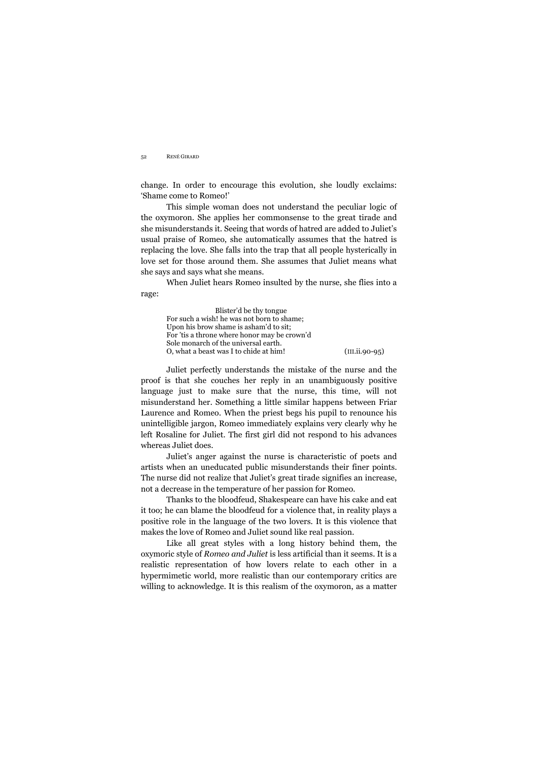change. In order to encourage this evolution, she loudly exclaims: 'Shame come to Romeo!'

This simple woman does not understand the peculiar logic of the oxymoron. She applies her commonsense to the great tirade and she misunderstands it. Seeing that words of hatred are added to Juliet's usual praise of Romeo, she automatically assumes that the hatred is replacing the love. She falls into the trap that all people hysterically in love set for those around them. She assumes that Juliet means what she says and says what she means.

When Juliet hears Romeo insulted by the nurse, she flies into a rage:

> Blister'd be thy tongue
> For such a wish! he was not born to shame;
> Upon his brow shame is asham'd to sit;
> For 'tis a throne where honor may be crown'd
> Sole monarch of the universal earth.
> O, what a beast was I to chide at him! (III.ii.90-95)

Juliet perfectly understands the mistake of the nurse and the proof is that she couches her reply in an unambiguously positive language just to make sure that the nurse, this time, will not misunderstand her. Something a little similar happens between Friar Laurence and Romeo. When the priest begs his pupil to renounce his unintelligible jargon, Romeo immediately explains very clearly why he left Rosaline for Juliet. The first girl did not respond to his advances whereas Juliet does.

Juliet's anger against the nurse is characteristic of poets and artists when an uneducated public misunderstands their finer points. The nurse did not realize that Juliet's great tirade signifies an increase, not a decrease in the temperature of her passion for Romeo.

Thanks to the bloodfeud, Shakespeare can have his cake and eat it too; he can blame the bloodfeud for a violence that, in reality plays a positive role in the language of the two lovers. It is this violence that makes the love of Romeo and Juliet sound like real passion.

Like all great styles with a long history behind them, the oxymoric style of *Romeo and Juliet* is less artificial than it seems. It is a realistic representation of how lovers relate to each other in a hypermimetic world, more realistic than our contemporary critics are willing to acknowledge. It is this realism of the oxymoron, as a matter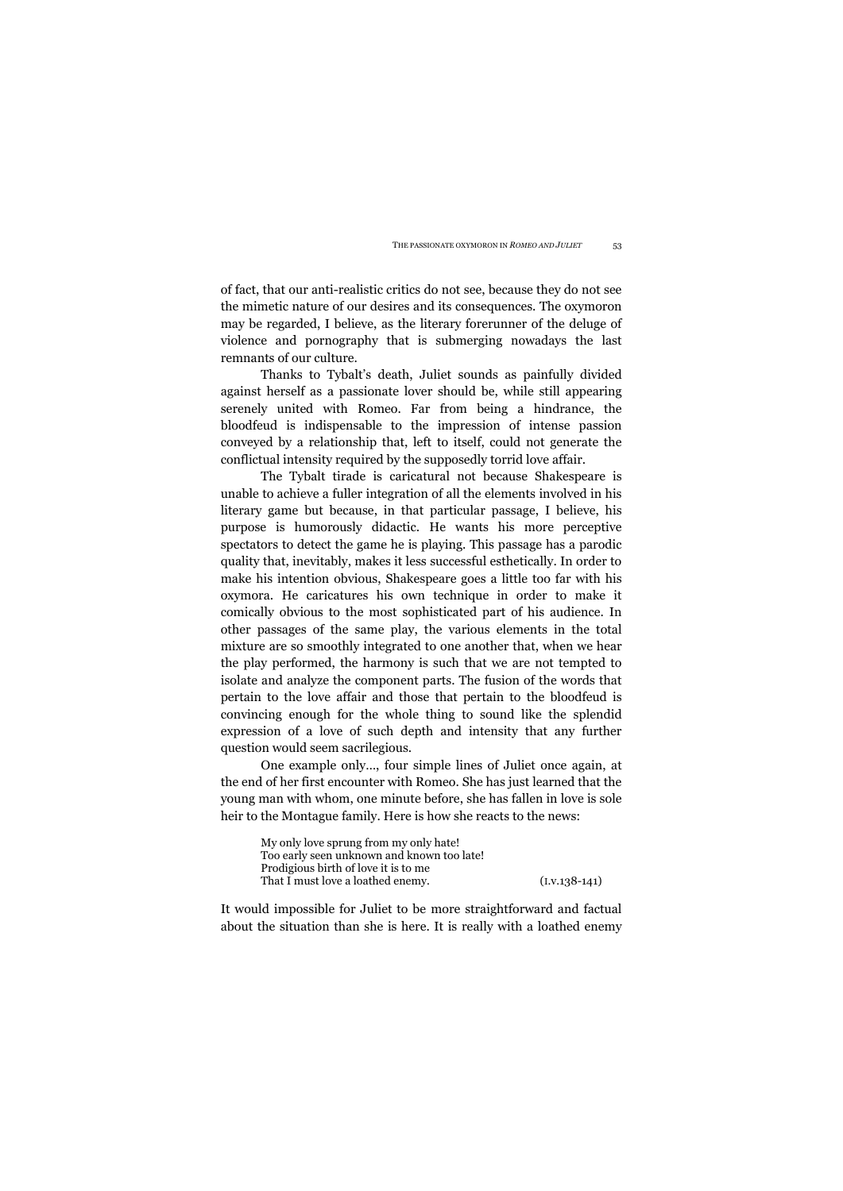of fact, that our anti-realistic critics do not see, because they do not see the mimetic nature of our desires and its consequences. The oxymoron may be regarded, I believe, as the literary forerunner of the deluge of violence and pornography that is submerging nowadays the last remnants of our culture.

Thanks to Tybalt's death, Juliet sounds as painfully divided against herself as a passionate lover should be, while still appearing serenely united with Romeo. Far from being a hindrance, the bloodfeud is indispensable to the impression of intense passion conveyed by a relationship that, left to itself, could not generate the conflictual intensity required by the supposedly torrid love affair.

The Tybalt tirade is caricatural not because Shakespeare is unable to achieve a fuller integration of all the elements involved in his literary game but because, in that particular passage, I believe, his purpose is humorously didactic. He wants his more perceptive spectators to detect the game he is playing. This passage has a parodic quality that, inevitably, makes it less successful esthetically. In order to make his intention obvious, Shakespeare goes a little too far with his oxymora. He caricatures his own technique in order to make it comically obvious to the most sophisticated part of his audience. In other passages of the same play, the various elements in the total mixture are so smoothly integrated to one another that, when we hear the play performed, the harmony is such that we are not tempted to isolate and analyze the component parts. The fusion of the words that pertain to the love affair and those that pertain to the bloodfeud is convincing enough for the whole thing to sound like the splendid expression of a love of such depth and intensity that any further question would seem sacrilegious.

One example only…, four simple lines of Juliet once again, at the end of her first encounter with Romeo. She has just learned that the young man with whom, one minute before, she has fallen in love is sole heir to the Montague family. Here is how she reacts to the news:

> My only love sprung from my only hate!
> Too early seen unknown and known too late!
> Prodigious birth of love it is to me
> That I must love a loathed enemy. (I.v.138-141)

It would impossible for Juliet to be more straightforward and factual about the situation than she is here. It is really with a loathed enemy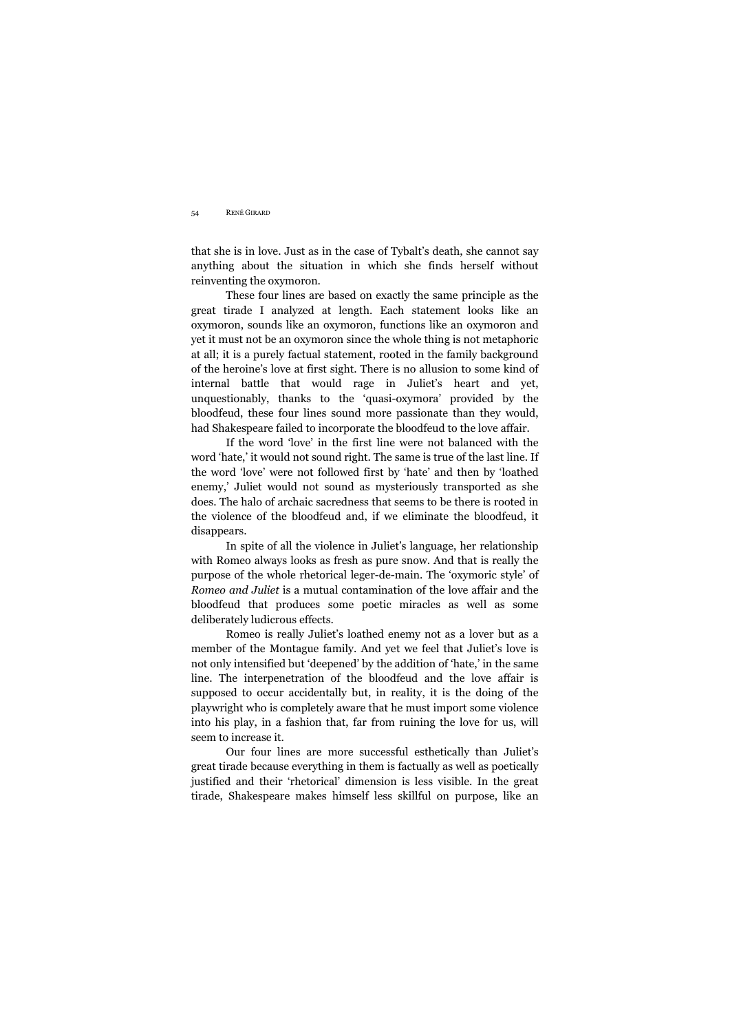that she is in love. Just as in the case of Tybalt's death, she cannot say anything about the situation in which she finds herself without reinventing the oxymoron.

These four lines are based on exactly the same principle as the great tirade I analyzed at length. Each statement looks like an oxymoron, sounds like an oxymoron, functions like an oxymoron and yet it must not be an oxymoron since the whole thing is not metaphoric at all; it is a purely factual statement, rooted in the family background of the heroine's love at first sight. There is no allusion to some kind of internal battle that would rage in Juliet's heart and yet, unquestionably, thanks to the 'quasi-oxymora' provided by the bloodfeud, these four lines sound more passionate than they would, had Shakespeare failed to incorporate the bloodfeud to the love affair.

If the word 'love' in the first line were not balanced with the word 'hate,' it would not sound right. The same is true of the last line. If the word 'love' were not followed first by 'hate' and then by 'loathed enemy,' Juliet would not sound as mysteriously transported as she does. The halo of archaic sacredness that seems to be there is rooted in the violence of the bloodfeud and, if we eliminate the bloodfeud, it disappears.

In spite of all the violence in Juliet's language, her relationship with Romeo always looks as fresh as pure snow. And that is really the purpose of the whole rhetorical leger-de-main. The 'oxymoric style' of *Romeo and Juliet* is a mutual contamination of the love affair and the bloodfeud that produces some poetic miracles as well as some deliberately ludicrous effects.

Romeo is really Juliet's loathed enemy not as a lover but as a member of the Montague family. And yet we feel that Juliet's love is not only intensified but 'deepened' by the addition of 'hate,' in the same line. The interpenetration of the bloodfeud and the love affair is supposed to occur accidentally but, in reality, it is the doing of the playwright who is completely aware that he must import some violence into his play, in a fashion that, far from ruining the love for us, will seem to increase it.

Our four lines are more successful esthetically than Juliet's great tirade because everything in them is factually as well as poetically justified and their 'rhetorical' dimension is less visible. In the great tirade, Shakespeare makes himself less skillful on purpose, like an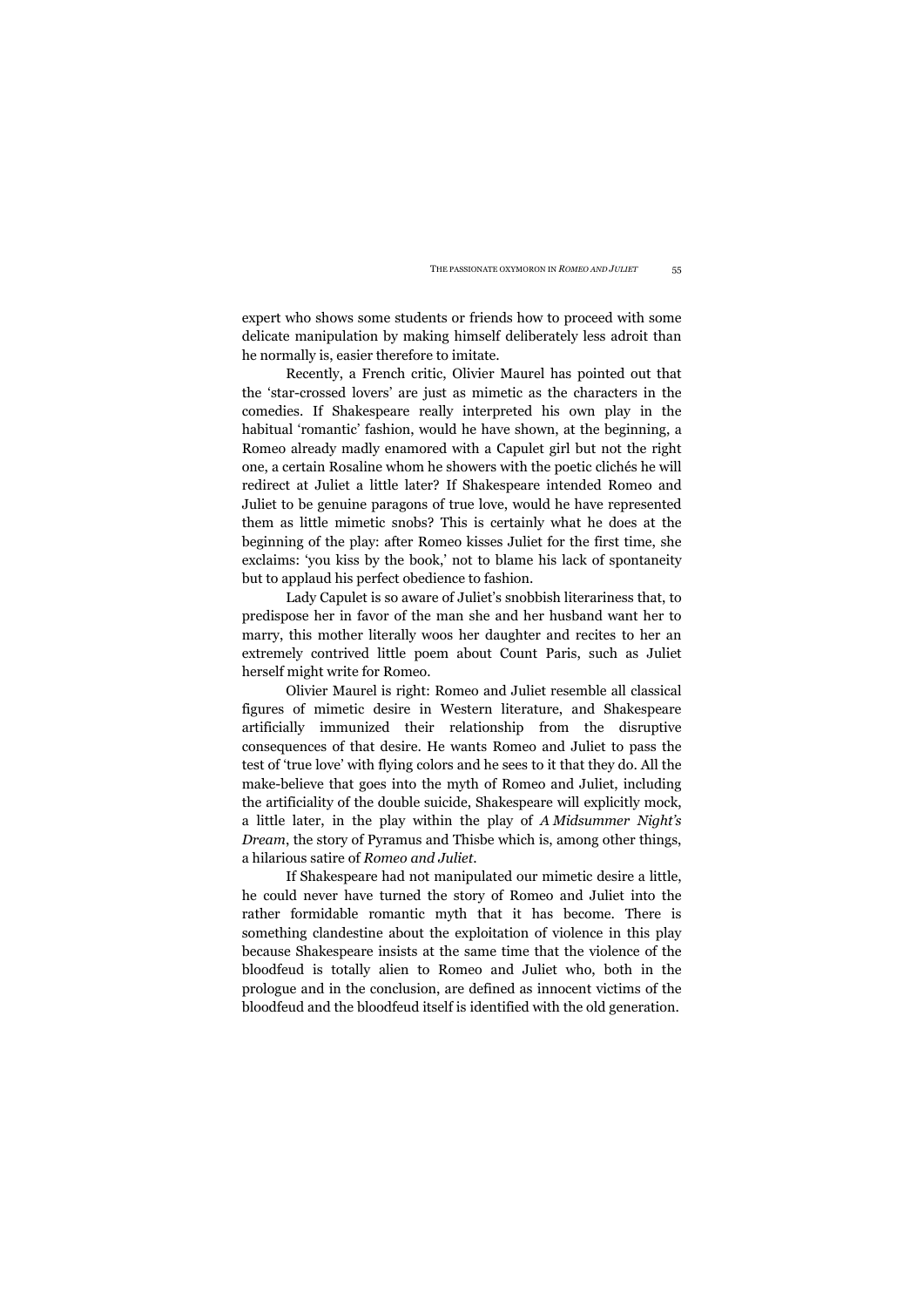expert who shows some students or friends how to proceed with some delicate manipulation by making himself deliberately less adroit than he normally is, easier therefore to imitate.

Recently, a French critic, Olivier Maurel has pointed out that the 'star-crossed lovers' are just as mimetic as the characters in the comedies. If Shakespeare really interpreted his own play in the habitual 'romantic' fashion, would he have shown, at the beginning, a Romeo already madly enamored with a Capulet girl but not the right one, a certain Rosaline whom he showers with the poetic clichés he will redirect at Juliet a little later? If Shakespeare intended Romeo and Juliet to be genuine paragons of true love, would he have represented them as little mimetic snobs? This is certainly what he does at the beginning of the play: after Romeo kisses Juliet for the first time, she exclaims: 'you kiss by the book,' not to blame his lack of spontaneity but to applaud his perfect obedience to fashion.

Lady Capulet is so aware of Juliet's snobbish literariness that, to predispose her in favor of the man she and her husband want her to marry, this mother literally woos her daughter and recites to her an extremely contrived little poem about Count Paris, such as Juliet herself might write for Romeo.

Olivier Maurel is right: Romeo and Juliet resemble all classical figures of mimetic desire in Western literature, and Shakespeare artificially immunized their relationship from the disruptive consequences of that desire. He wants Romeo and Juliet to pass the test of 'true love' with flying colors and he sees to it that they do. All the make-believe that goes into the myth of Romeo and Juliet, including the artificiality of the double suicide, Shakespeare will explicitly mock, a little later, in the play within the play of *A Midsummer Night's Dream*, the story of Pyramus and Thisbe which is, among other things, a hilarious satire of *Romeo and Juliet*.

If Shakespeare had not manipulated our mimetic desire a little, he could never have turned the story of Romeo and Juliet into the rather formidable romantic myth that it has become. There is something clandestine about the exploitation of violence in this play because Shakespeare insists at the same time that the violence of the bloodfeud is totally alien to Romeo and Juliet who, both in the prologue and in the conclusion, are defined as innocent victims of the bloodfeud and the bloodfeud itself is identified with the old generation.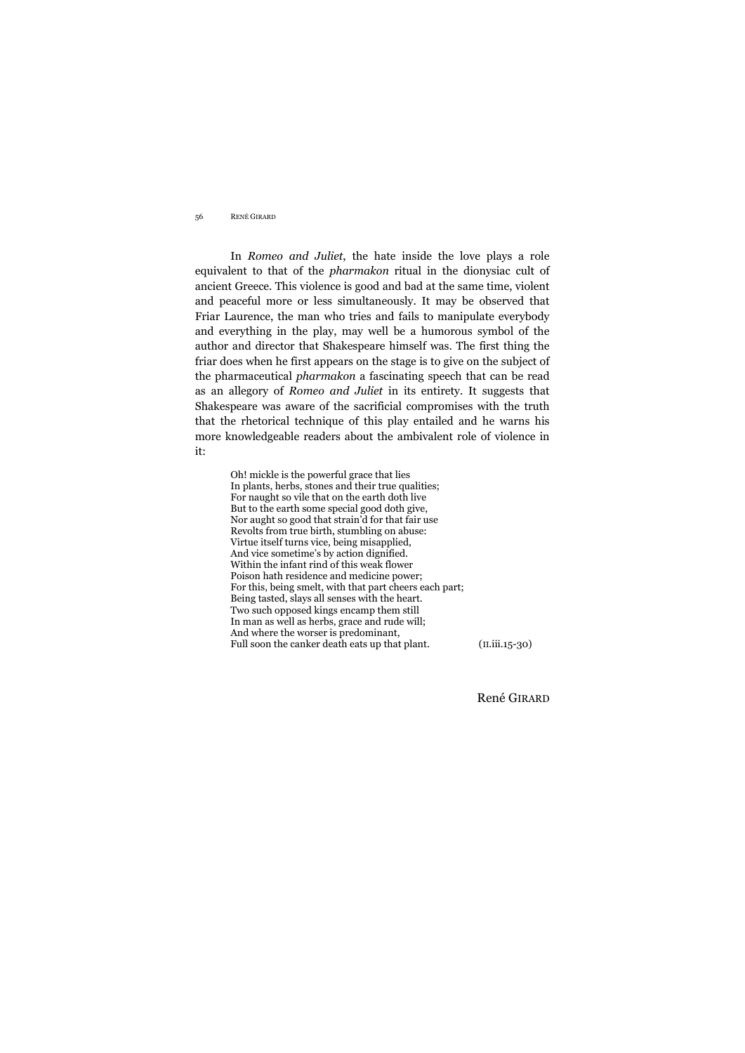In *Romeo and Juliet*, the hate inside the love plays a role equivalent to that of the *pharmakon* ritual in the dionysiac cult of ancient Greece. This violence is good and bad at the same time, violent and peaceful more or less simultaneously. It may be observed that Friar Laurence, the man who tries and fails to manipulate everybody and everything in the play, may well be a humorous symbol of the author and director that Shakespeare himself was. The first thing the friar does when he first appears on the stage is to give on the subject of the pharmaceutical *pharmakon* a fascinating speech that can be read as an allegory of *Romeo and Juliet* in its entirety. It suggests that Shakespeare was aware of the sacrificial compromises with the truth that the rhetorical technique of this play entailed and he warns his more knowledgeable readers about the ambivalent role of violence in it:

> Oh! mickle is the powerful grace that lies
> In plants, herbs, stones and their true qualities;
> For naught so vile that on the earth doth live
> But to the earth some special good doth give,
> Nor aught so good that strain'd for that fair use
> Revolts from true birth, stumbling on abuse:
> Virtue itself turns vice, being misapplied,
> And vice sometime's by action dignified.
> Within the infant rind of this weak flower
> Poison hath residence and medicine power;
> For this, being smelt, with that part cheers each part;
> Being tasted, slays all senses with the heart.
> Two such opposed kings encamp them still
> In man as well as herbs, grace and rude will;
> And where the worser is predominant,
> Full soon the canker death eats up that plant. (II.iii.15-30)

René GIRARD